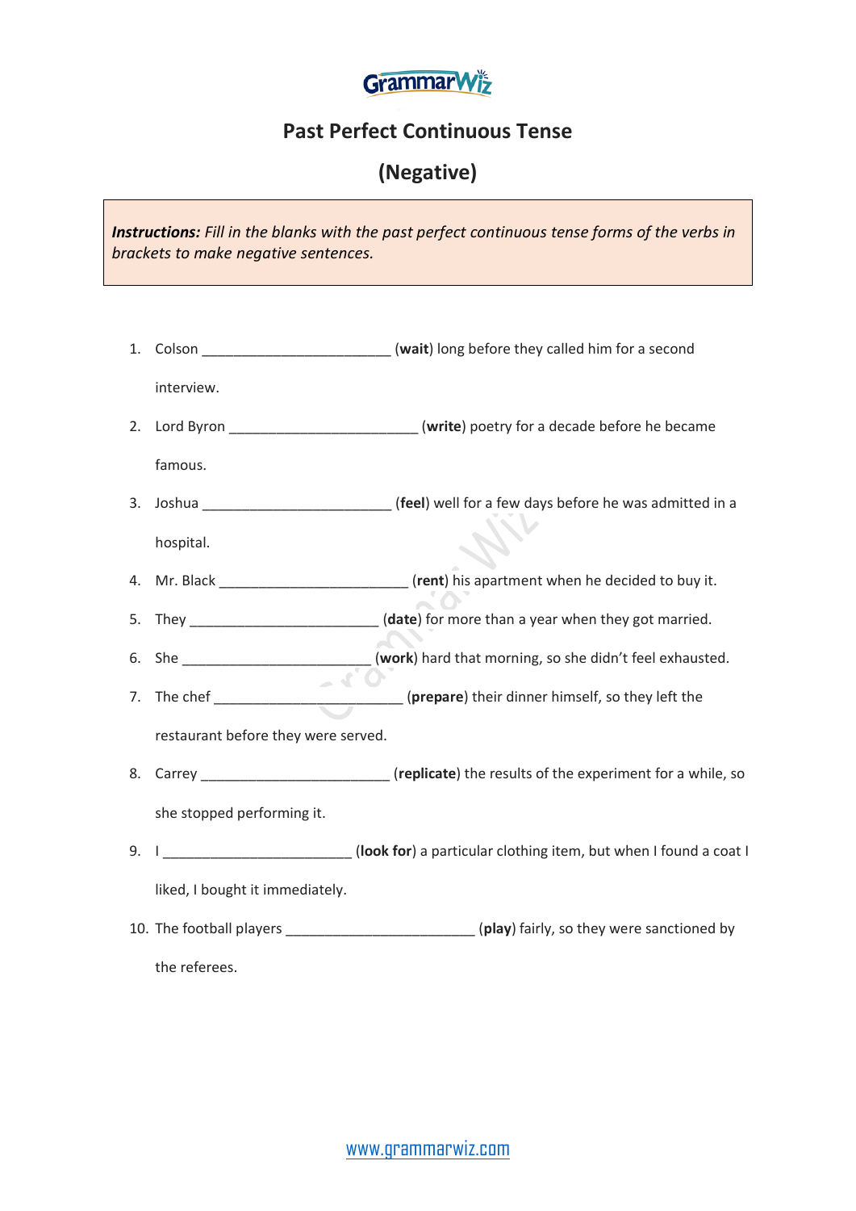GrammarWiz

# Past Perfect Continuous Tense

## (Negative)

***Instructions:*** *Fill in the blanks with the past perfect continuous tense forms of the verbs in brackets to make negative sentences.*

1. Colson ________________________ (**wait**) long before they called him for a second interview.
2. Lord Byron ________________________ (**write**) poetry for a decade before he became famous.
3. Joshua ________________________ (**feel**) well for a few days before he was admitted in a hospital.
4. Mr. Black ________________________ (**rent**) his apartment when he decided to buy it.
5. They ________________________ (**date**) for more than a year when they got married.
6. She ________________________ (**work**) hard that morning, so she didn't feel exhausted.
7. The chef ________________________ (**prepare**) their dinner himself, so they left the restaurant before they were served.
8. Carrey ________________________ (**replicate**) the results of the experiment for a while, so she stopped performing it.
9. I ________________________ (**look for**) a particular clothing item, but when I found a coat I liked, I bought it immediately.
10. The football players ________________________ (**play**) fairly, so they were sanctioned by the referees.

www.grammarwiz.com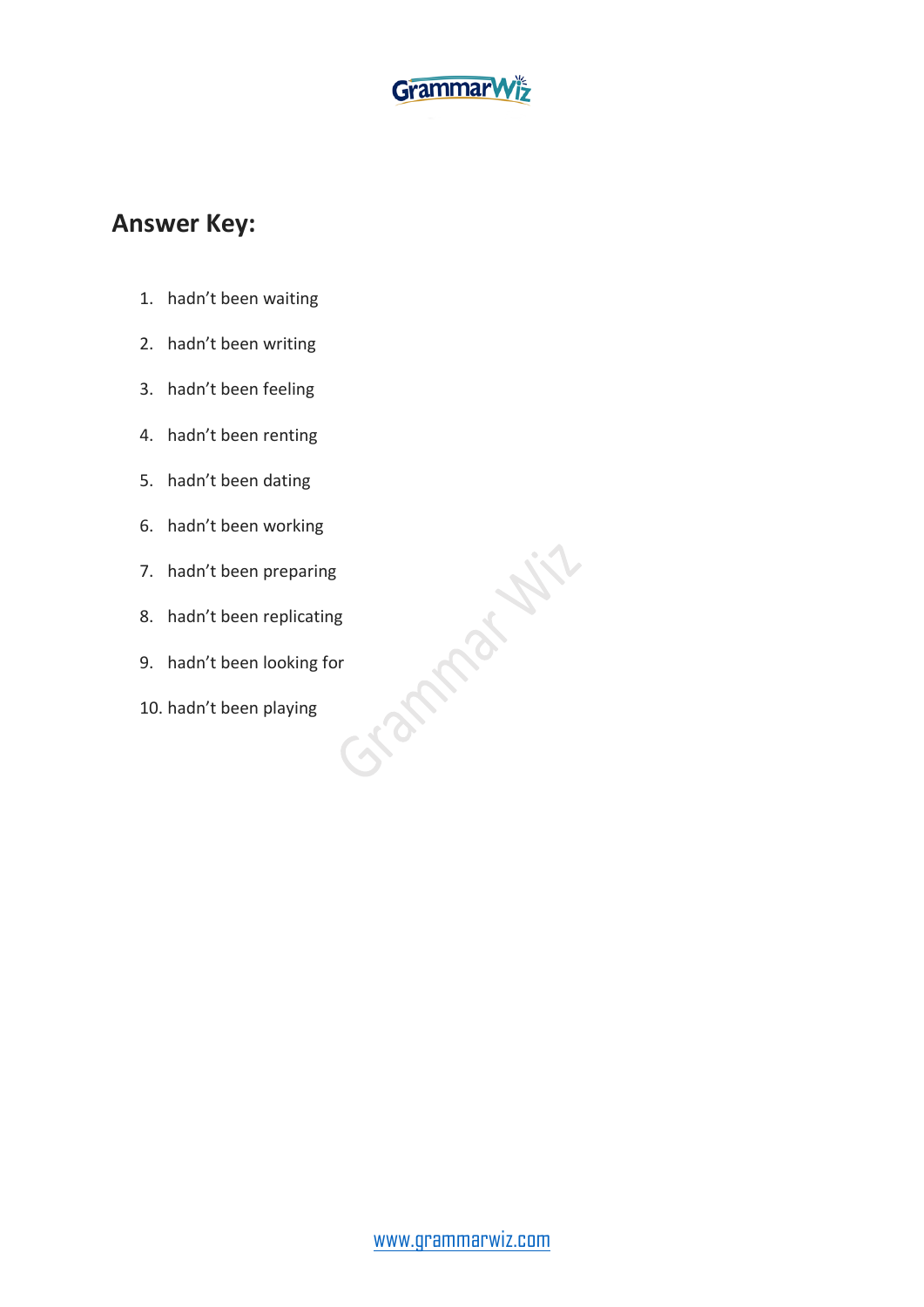## Answer Key:

1. hadn’t been waiting
2. hadn’t been writing
3. hadn’t been feeling
4. hadn’t been renting
5. hadn’t been dating
6. hadn’t been working
7. hadn’t been preparing
8. hadn’t been replicating
9. hadn’t been looking for
10. hadn’t been playing